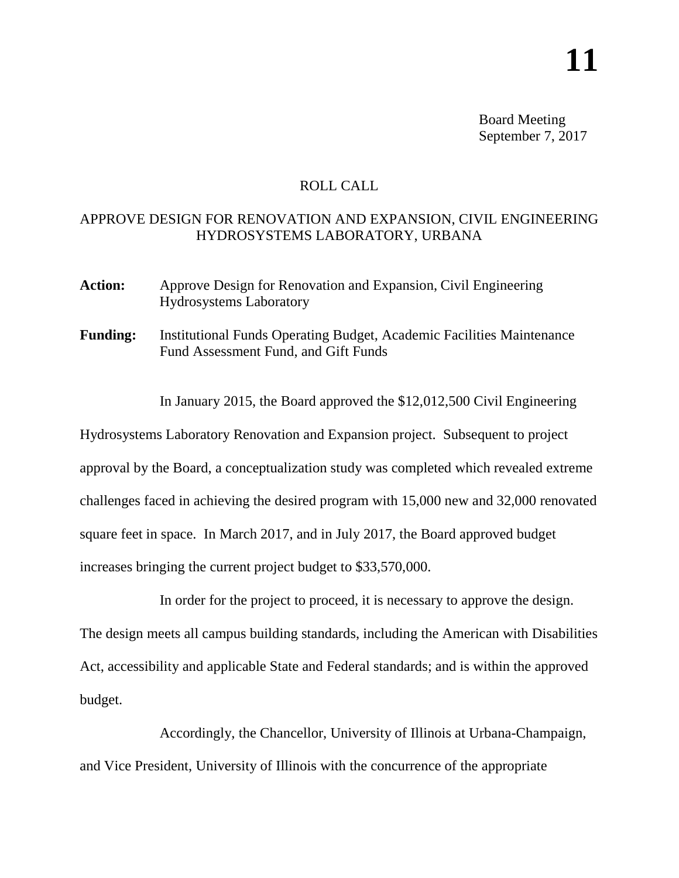# 11

Board Meeting
September 7, 2017

ROLL CALL

## APPROVE DESIGN FOR RENOVATION AND EXPANSION, CIVIL ENGINEERING HYDROSYSTEMS LABORATORY, URBANA

**Action:** Approve Design for Renovation and Expansion, Civil Engineering Hydrosystems Laboratory

**Funding:** Institutional Funds Operating Budget, Academic Facilities Maintenance Fund Assessment Fund, and Gift Funds

In January 2015, the Board approved the $12,012,500 Civil Engineering Hydrosystems Laboratory Renovation and Expansion project. Subsequent to project approval by the Board, a conceptualization study was completed which revealed extreme challenges faced in achieving the desired program with 15,000 new and 32,000 renovated square feet in space. In March 2017, and in July 2017, the Board approved budget increases bringing the current project budget to $33,570,000.

In order for the project to proceed, it is necessary to approve the design. The design meets all campus building standards, including the American with Disabilities Act, accessibility and applicable State and Federal standards; and is within the approved budget.

Accordingly, the Chancellor, University of Illinois at Urbana-Champaign, and Vice President, University of Illinois with the concurrence of the appropriate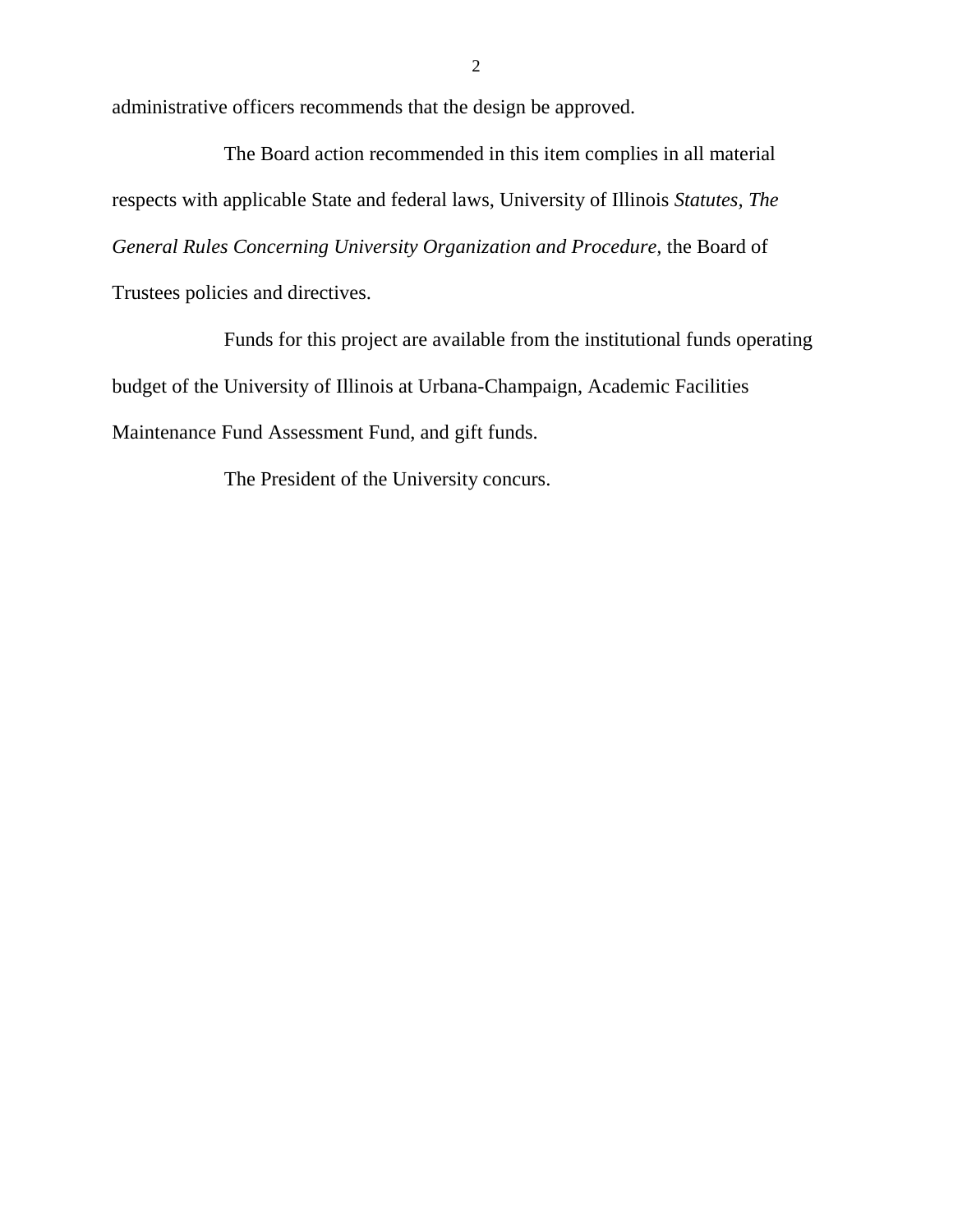administrative officers recommends that the design be approved.

The Board action recommended in this item complies in all material respects with applicable State and federal laws, University of Illinois *Statutes, The General Rules Concerning University Organization and Procedure*, the Board of Trustees policies and directives.

Funds for this project are available from the institutional funds operating budget of the University of Illinois at Urbana-Champaign, Academic Facilities Maintenance Fund Assessment Fund, and gift funds.

The President of the University concurs.